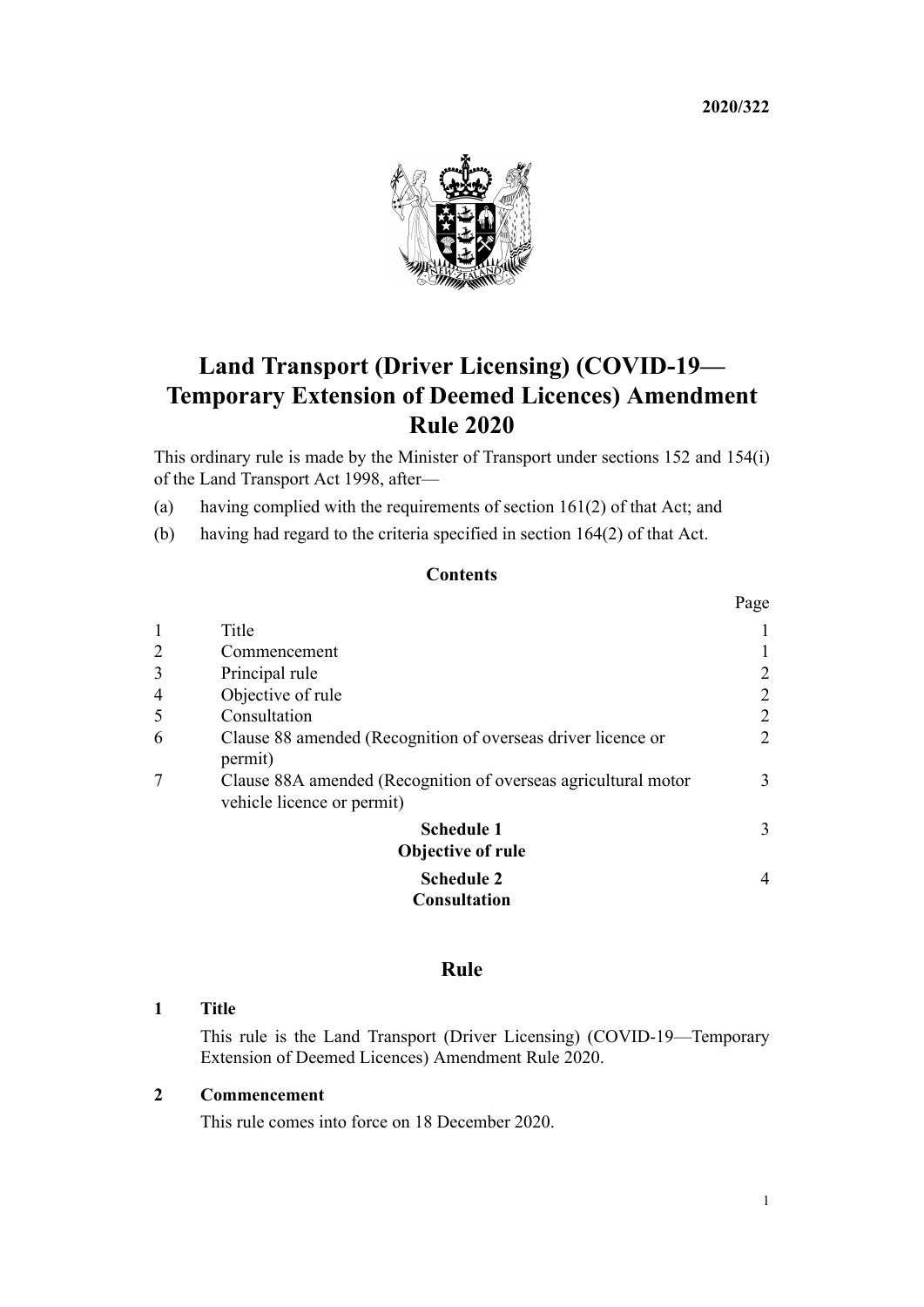**2020/322**

# Land Transport (Driver Licensing) (COVID-19—Temporary Extension of Deemed Licences) Amendment Rule 2020

This ordinary rule is made by the Minister of Transport under sections 152 and 154(i) of the Land Transport Act 1998, after—

(a) having complied with the requirements of section 161(2) of that Act; and

(b) having had regard to the criteria specified in section 164(2) of that Act.

## Contents

| | | Page |
|---|---|---|
| 1 | Title | 1 |
| 2 | Commencement | 1 |
| 3 | Principal rule | 2 |
| 4 | Objective of rule | 2 |
| 5 | Consultation | 2 |
| 6 | Clause 88 amended (Recognition of overseas driver licence or permit) | 2 |
| 7 | Clause 88A amended (Recognition of overseas agricultural motor vehicle licence or permit) | 3 |
| | **Schedule 1** **Objective of rule** | 3 |
| | **Schedule 2** **Consultation** | 4 |

## Rule

### 1 Title

This rule is the Land Transport (Driver Licensing) (COVID-19—Temporary Extension of Deemed Licences) Amendment Rule 2020.

### 2 Commencement

This rule comes into force on 18 December 2020.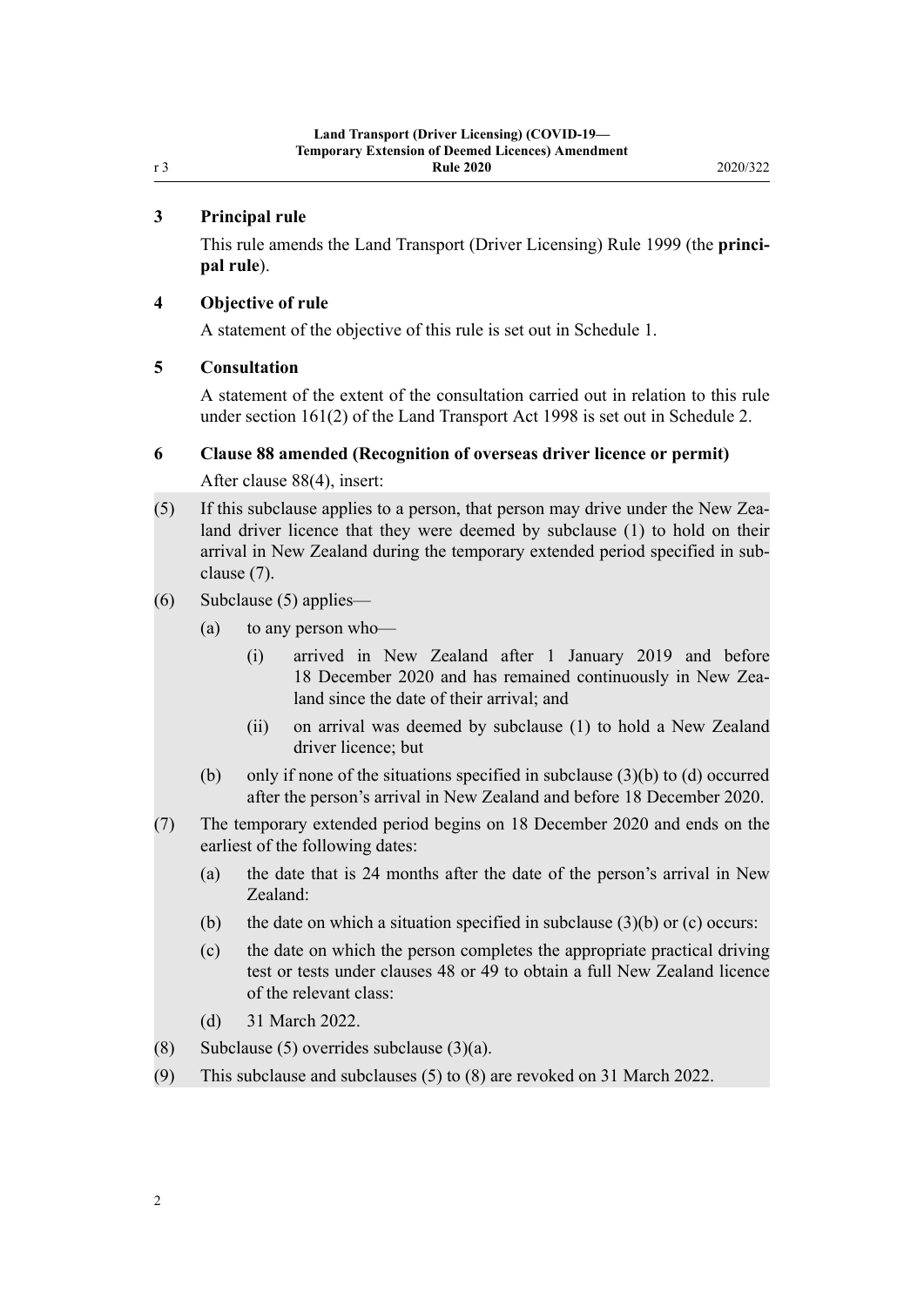### 3 Principal rule

This rule amends the Land Transport (Driver Licensing) Rule 1999 (the **principal rule**).

### 4 Objective of rule

A statement of the objective of this rule is set out in Schedule 1.

### 5 Consultation

A statement of the extent of the consultation carried out in relation to this rule under section 161(2) of the Land Transport Act 1998 is set out in Schedule 2.

### 6 Clause 88 amended (Recognition of overseas driver licence or permit)

After clause 88(4), insert:

(5) If this subclause applies to a person, that person may drive under the New Zealand driver licence that they were deemed by subclause (1) to hold on their arrival in New Zealand during the temporary extended period specified in subclause (7).

(6) Subclause (5) applies—

- (a) to any person who—
  - (i) arrived in New Zealand after 1 January 2019 and before 18 December 2020 and has remained continuously in New Zealand since the date of their arrival; and
  - (ii) on arrival was deemed by subclause (1) to hold a New Zealand driver licence; but
- (b) only if none of the situations specified in subclause (3)(b) to (d) occurred after the person's arrival in New Zealand and before 18 December 2020.

(7) The temporary extended period begins on 18 December 2020 and ends on the earliest of the following dates:

- (a) the date that is 24 months after the date of the person's arrival in New Zealand:
- (b) the date on which a situation specified in subclause (3)(b) or (c) occurs:
- (c) the date on which the person completes the appropriate practical driving test or tests under clauses 48 or 49 to obtain a full New Zealand licence of the relevant class:
- (d) 31 March 2022.

(8) Subclause (5) overrides subclause (3)(a).

(9) This subclause and subclauses (5) to (8) are revoked on 31 March 2022.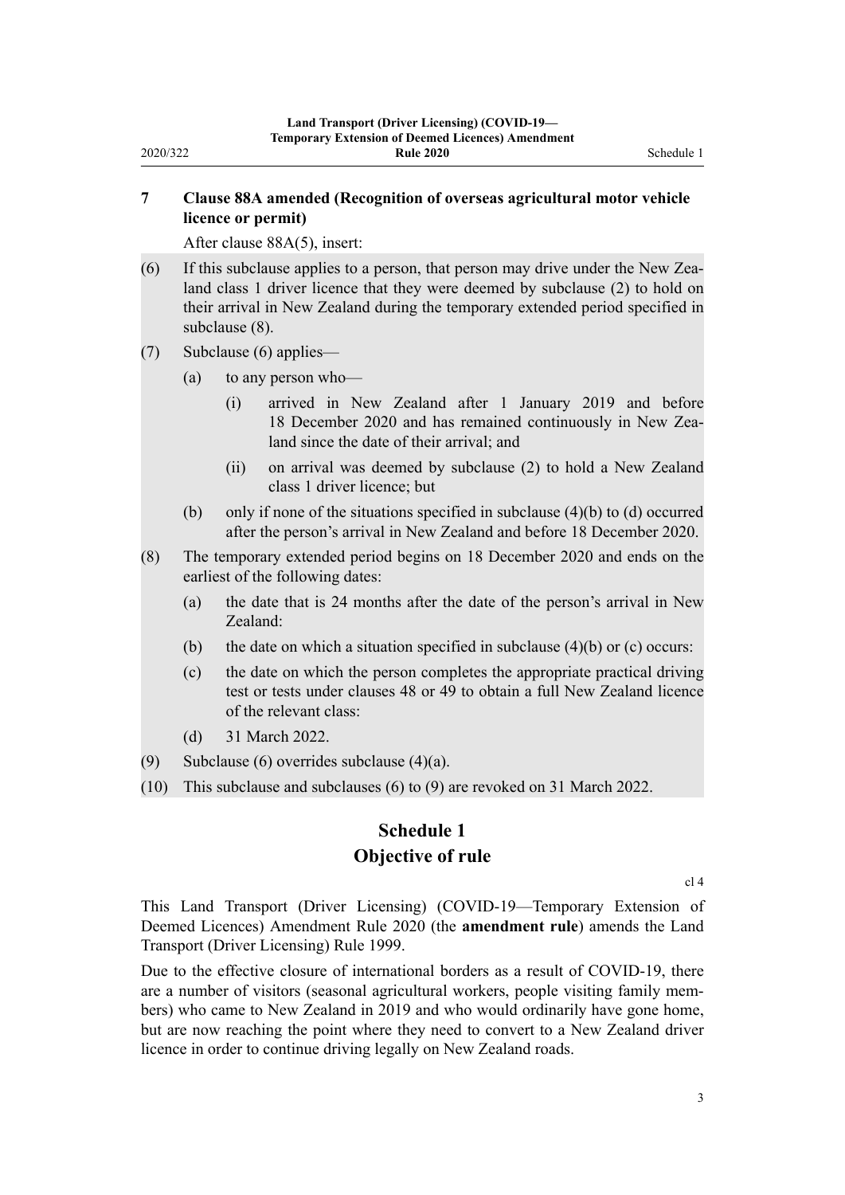## 7 Clause 88A amended (Recognition of overseas agricultural motor vehicle licence or permit)

After clause 88A(5), insert:

(6) If this subclause applies to a person, that person may drive under the New Zealand class 1 driver licence that they were deemed by subclause (2) to hold on their arrival in New Zealand during the temporary extended period specified in subclause (8).

(7) Subclause (6) applies—

- (a) to any person who—
  - (i) arrived in New Zealand after 1 January 2019 and before 18 December 2020 and has remained continuously in New Zealand since the date of their arrival; and
  - (ii) on arrival was deemed by subclause (2) to hold a New Zealand class 1 driver licence; but
- (b) only if none of the situations specified in subclause (4)(b) to (d) occurred after the person's arrival in New Zealand and before 18 December 2020.

(8) The temporary extended period begins on 18 December 2020 and ends on the earliest of the following dates:

- (a) the date that is 24 months after the date of the person's arrival in New Zealand:
- (b) the date on which a situation specified in subclause (4)(b) or (c) occurs:
- (c) the date on which the person completes the appropriate practical driving test or tests under clauses 48 or 49 to obtain a full New Zealand licence of the relevant class:
- (d) 31 March 2022.

(9) Subclause (6) overrides subclause (4)(a).

(10) This subclause and subclauses (6) to (9) are revoked on 31 March 2022.

# Schedule 1
## Objective of rule

cl 4

This Land Transport (Driver Licensing) (COVID-19—Temporary Extension of Deemed Licences) Amendment Rule 2020 (the **amendment rule**) amends the Land Transport (Driver Licensing) Rule 1999.

Due to the effective closure of international borders as a result of COVID-19, there are a number of visitors (seasonal agricultural workers, people visiting family members) who came to New Zealand in 2019 and who would ordinarily have gone home, but are now reaching the point where they need to convert to a New Zealand driver licence in order to continue driving legally on New Zealand roads.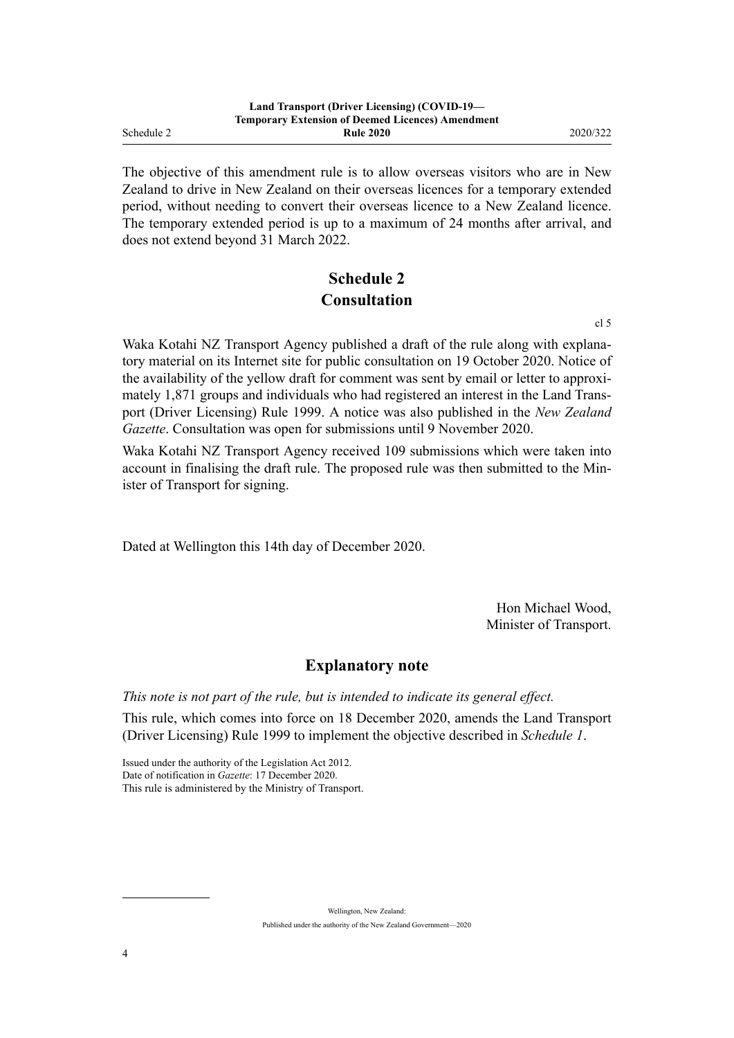The objective of this amendment rule is to allow overseas visitors who are in New Zealand to drive in New Zealand on their overseas licences for a temporary extended period, without needing to convert their overseas licence to a New Zealand licence. The temporary extended period is up to a maximum of 24 months after arrival, and does not extend beyond 31 March 2022.

## Schedule 2
## Consultation

cl 5

Waka Kotahi NZ Transport Agency published a draft of the rule along with explanatory material on its Internet site for public consultation on 19 October 2020. Notice of the availability of the yellow draft for comment was sent by email or letter to approximately 1,871 groups and individuals who had registered an interest in the Land Transport (Driver Licensing) Rule 1999. A notice was also published in the *New Zealand Gazette*. Consultation was open for submissions until 9 November 2020.

Waka Kotahi NZ Transport Agency received 109 submissions which were taken into account in finalising the draft rule. The proposed rule was then submitted to the Minister of Transport for signing.

Dated at Wellington this 14th day of December 2020.

Hon Michael Wood,
Minister of Transport.

## Explanatory note

*This note is not part of the rule, but is intended to indicate its general effect.*

This rule, which comes into force on 18 December 2020, amends the Land Transport (Driver Licensing) Rule 1999 to implement the objective described in *Schedule 1*.

Issued under the authority of the Legislation Act 2012.
Date of notification in *Gazette*: 17 December 2020.
This rule is administered by the Ministry of Transport.

Wellington, New Zealand:
Published under the authority of the New Zealand Government—2020